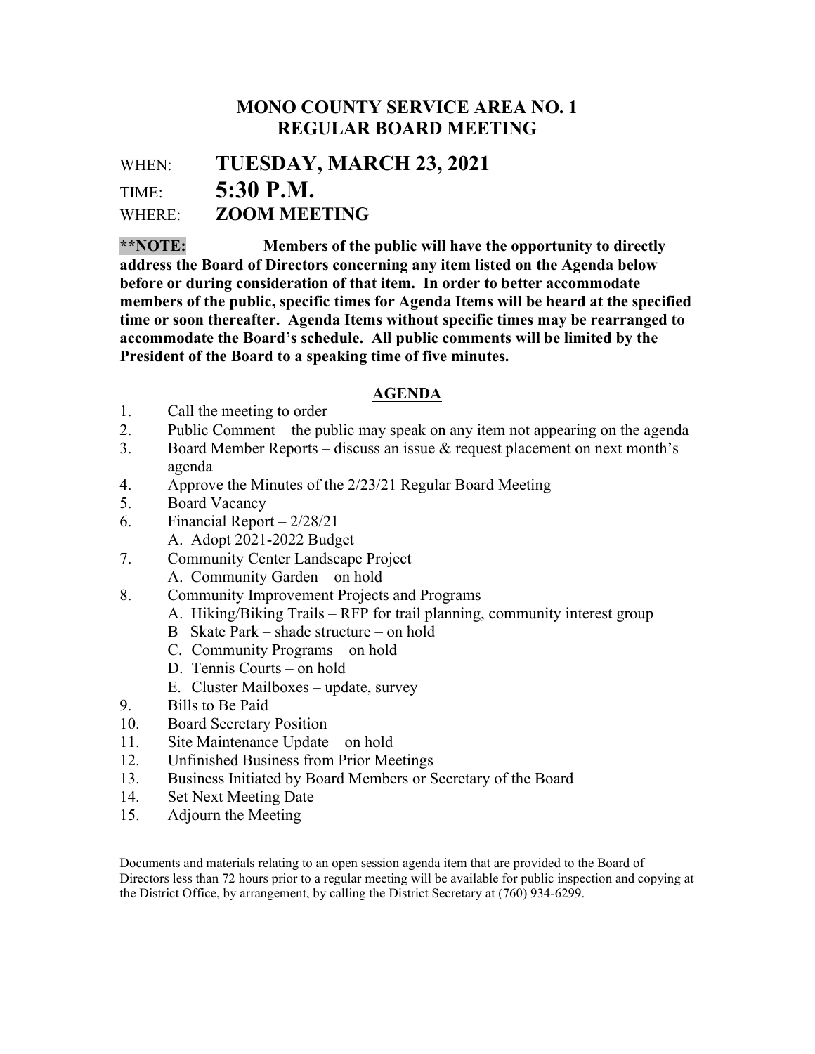# MONO COUNTY SERVICE AREA NO. 1
# REGULAR BOARD MEETING

WHEN: **TUESDAY, MARCH 23, 2021**

TIME: **5:30 P.M.**

WHERE: **ZOOM MEETING**

**\*\*NOTE: Members of the public will have the opportunity to directly address the Board of Directors concerning any item listed on the Agenda below before or during consideration of that item. In order to better accommodate members of the public, specific times for Agenda Items will be heard at the specified time or soon thereafter. Agenda Items without specific times may be rearranged to accommodate the Board's schedule. All public comments will be limited by the President of the Board to a speaking time of five minutes.**

## AGENDA

1. Call the meeting to order
2. Public Comment – the public may speak on any item not appearing on the agenda
3. Board Member Reports – discuss an issue & request placement on next month's agenda
4. Approve the Minutes of the 2/23/21 Regular Board Meeting
5. Board Vacancy
6. Financial Report – 2/28/21
   - A. Adopt 2021-2022 Budget
7. Community Center Landscape Project
   - A. Community Garden – on hold
8. Community Improvement Projects and Programs
   - A. Hiking/Biking Trails – RFP for trail planning, community interest group
   - B Skate Park – shade structure – on hold
   - C. Community Programs – on hold
   - D. Tennis Courts – on hold
   - E. Cluster Mailboxes – update, survey
9. Bills to Be Paid
10. Board Secretary Position
11. Site Maintenance Update – on hold
12. Unfinished Business from Prior Meetings
13. Business Initiated by Board Members or Secretary of the Board
14. Set Next Meeting Date
15. Adjourn the Meeting

Documents and materials relating to an open session agenda item that are provided to the Board of Directors less than 72 hours prior to a regular meeting will be available for public inspection and copying at the District Office, by arrangement, by calling the District Secretary at (760) 934-6299.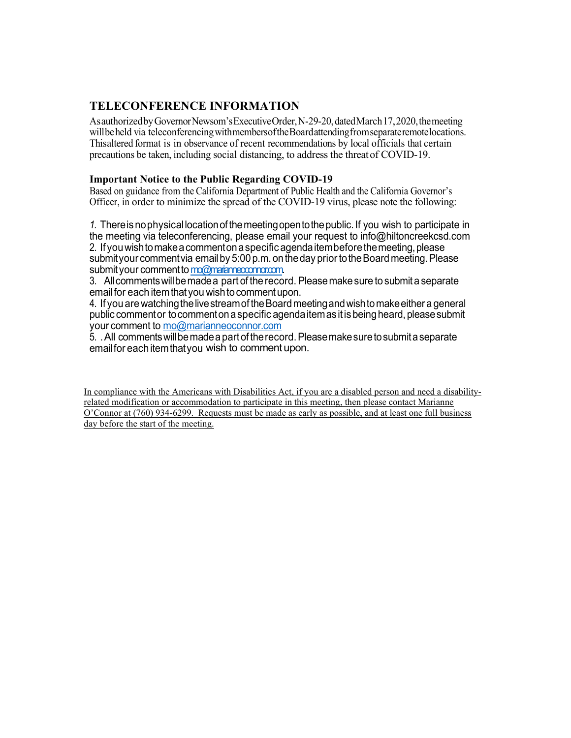## TELECONFERENCE INFORMATION

As authorized by Governor Newsom's Executive Order, N-29-20, dated March 17, 2020, the meeting will be held via teleconferencing with members of the Board attending from separate remote locations. This altered format is in observance of recent recommendations by local officials that certain precautions be taken, including social distancing, to address the threat of COVID-19.

### Important Notice to the Public Regarding COVID-19

Based on guidance from the California Department of Public Health and the California Governor's Officer, in order to minimize the spread of the COVID-19 virus, please note the following:

1. There is no physical location of the meeting open to the public. If you wish to participate in the meeting via teleconferencing, please email your request to info@hiltoncreekcsd.com
2. If you wish to make a comment on a specific agenda item before the meeting, please submit your comment via email by 5:00 p.m. on the day prior to the Board meeting. Please submit your comment to mo@marianneoconnor.com.
3. All comments will be made a part of the record. Please make sure to submit a separate email for each item that you wish to comment upon.
4. If you are watching the live stream of the Board meeting and wish to make either a general public comment or to comment on a specific agenda item as it is being heard, please submit your comment to mo@marianneoconnor.com
5. . All comments will be made a part of the record. Please make sure to submit a separate email for each item that you wish to comment upon.

In compliance with the Americans with Disabilities Act, if you are a disabled person and need a disability-related modification or accommodation to participate in this meeting, then please contact Marianne O'Connor at (760) 934-6299. Requests must be made as early as possible, and at least one full business day before the start of the meeting.